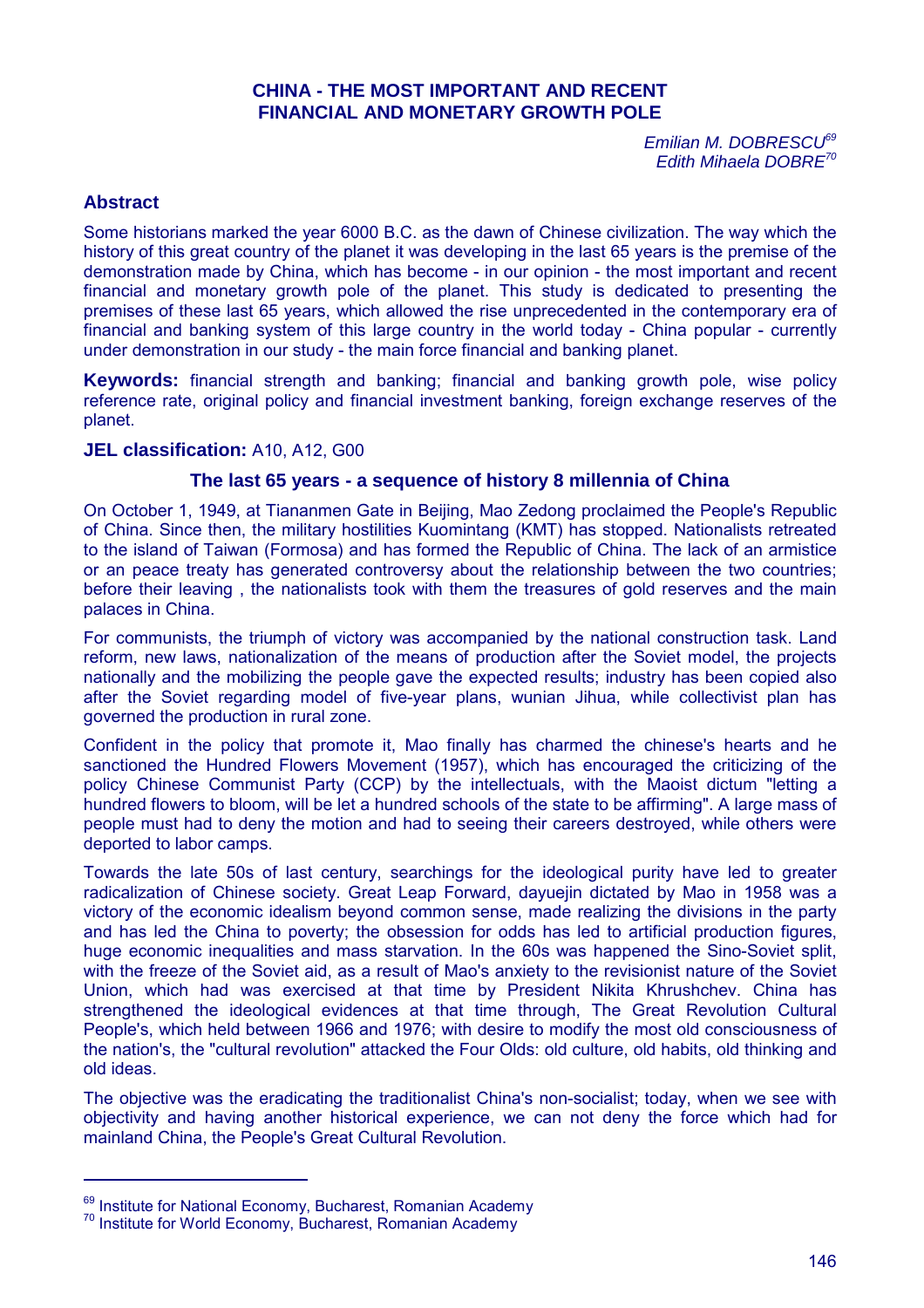# CHINA - THE MOST IMPORTANT AND RECENT FINANCIAL AND MONETARY GROWTH POLE

*Emilian M. DOBRESCU*[69]
*Edith Mihaela DOBRE*[70]

## Abstract

Some historians marked the year 6000 B.C. as the dawn of Chinese civilization. The way which the history of this great country of the planet it was developing in the last 65 years is the premise of the demonstration made by China, which has become - in our opinion - the most important and recent financial and monetary growth pole of the planet. This study is dedicated to presenting the premises of these last 65 years, which allowed the rise unprecedented in the contemporary era of financial and banking system of this large country in the world today - China popular - currently under demonstration in our study - the main force financial and banking planet.

**Keywords:** financial strength and banking; financial and banking growth pole, wise policy reference rate, original policy and financial investment banking, foreign exchange reserves of the planet.

**JEL classification:** A10, A12, G00

### The last 65 years - a sequence of history 8 millennia of China

On October 1, 1949, at Tiananmen Gate in Beijing, Mao Zedong proclaimed the People's Republic of China. Since then, the military hostilities Kuomintang (KMT) has stopped. Nationalists retreated to the island of Taiwan (Formosa) and has formed the Republic of China. The lack of an armistice or an peace treaty has generated controversy about the relationship between the two countries; before their leaving , the nationalists took with them the treasures of gold reserves and the main palaces in China.

For communists, the triumph of victory was accompanied by the national construction task. Land reform, new laws, nationalization of the means of production after the Soviet model, the projects nationally and the mobilizing the people gave the expected results; industry has been copied also after the Soviet regarding model of five-year plans, wunian Jihua, while collectivist plan has governed the production in rural zone.

Confident in the policy that promote it, Mao finally has charmed the chinese's hearts and he sanctioned the Hundred Flowers Movement (1957), which has encouraged the criticizing of the policy Chinese Communist Party (CCP) by the intellectuals, with the Maoist dictum "letting a hundred flowers to bloom, will be let a hundred schools of the state to be affirming". A large mass of people must had to deny the motion and had to seeing their careers destroyed, while others were deported to labor camps.

Towards the late 50s of last century, searchings for the ideological purity have led to greater radicalization of Chinese society. Great Leap Forward, dayuejin dictated by Mao in 1958 was a victory of the economic idealism beyond common sense, made realizing the divisions in the party and has led the China to poverty; the obsession for odds has led to artificial production figures, huge economic inequalities and mass starvation. In the 60s was happened the Sino-Soviet split, with the freeze of the Soviet aid, as a result of Mao's anxiety to the revisionist nature of the Soviet Union, which had was exercised at that time by President Nikita Khrushchev. China has strengthened the ideological evidences at that time through, The Great Revolution Cultural People's, which held between 1966 and 1976; with desire to modify the most old consciousness of the nation's, the "cultural revolution" attacked the Four Olds: old culture, old habits, old thinking and old ideas.

The objective was the eradicating the traditionalist China's non-socialist; today, when we see with objectivity and having another historical experience, we can not deny the force which had for mainland China, the People's Great Cultural Revolution.

---

[69] Institute for National Economy, Bucharest, Romanian Academy
[70] Institute for World Economy, Bucharest, Romanian Academy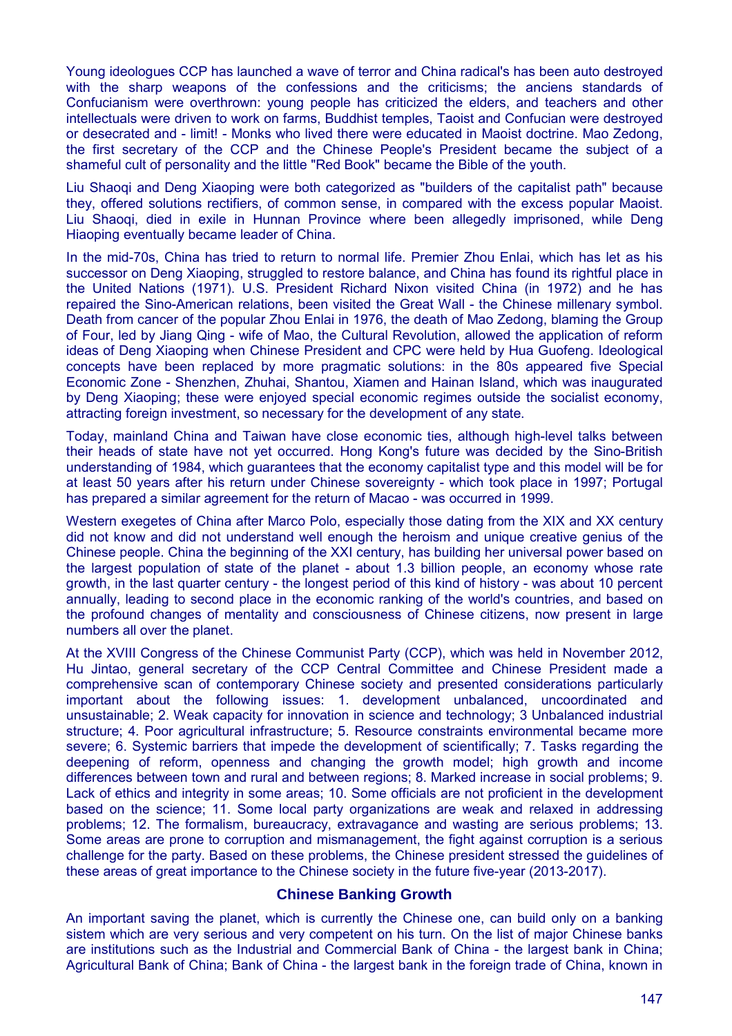Young ideologues CCP has launched a wave of terror and China radical's has been auto destroyed with the sharp weapons of the confessions and the criticisms; the anciens standards of Confucianism were overthrown: young people has criticized the elders, and teachers and other intellectuals were driven to work on farms, Buddhist temples, Taoist and Confucian were destroyed or desecrated and - limit! - Monks who lived there were educated in Maoist doctrine. Mao Zedong, the first secretary of the CCP and the Chinese People's President became the subject of a shameful cult of personality and the little "Red Book" became the Bible of the youth.

Liu Shaoqi and Deng Xiaoping were both categorized as "builders of the capitalist path" because they, offered solutions rectifiers, of common sense, in compared with the excess popular Maoist. Liu Shaoqi, died in exile in Hunnan Province where been allegedly imprisoned, while Deng Hiaoping eventually became leader of China.

In the mid-70s, China has tried to return to normal life. Premier Zhou Enlai, which has let as his successor on Deng Xiaoping, struggled to restore balance, and China has found its rightful place in the United Nations (1971). U.S. President Richard Nixon visited China (in 1972) and he has repaired the Sino-American relations, been visited the Great Wall - the Chinese millenary symbol. Death from cancer of the popular Zhou Enlai in 1976, the death of Mao Zedong, blaming the Group of Four, led by Jiang Qing - wife of Mao, the Cultural Revolution, allowed the application of reform ideas of Deng Xiaoping when Chinese President and CPC were held by Hua Guofeng. Ideological concepts have been replaced by more pragmatic solutions: in the 80s appeared five Special Economic Zone - Shenzhen, Zhuhai, Shantou, Xiamen and Hainan Island, which was inaugurated by Deng Xiaoping; these were enjoyed special economic regimes outside the socialist economy, attracting foreign investment, so necessary for the development of any state.

Today, mainland China and Taiwan have close economic ties, although high-level talks between their heads of state have not yet occurred. Hong Kong's future was decided by the Sino-British understanding of 1984, which guarantees that the economy capitalist type and this model will be for at least 50 years after his return under Chinese sovereignty - which took place in 1997; Portugal has prepared a similar agreement for the return of Macao - was occurred in 1999.

Western exegetes of China after Marco Polo, especially those dating from the XIX and XX century did not know and did not understand well enough the heroism and unique creative genius of the Chinese people. China the beginning of the XXI century, has building her universal power based on the largest population of state of the planet - about 1.3 billion people, an economy whose rate growth, in the last quarter century - the longest period of this kind of history - was about 10 percent annually, leading to second place in the economic ranking of the world's countries, and based on the profound changes of mentality and consciousness of Chinese citizens, now present in large numbers all over the planet.

At the XVIII Congress of the Chinese Communist Party (CCP), which was held in November 2012, Hu Jintao, general secretary of the CCP Central Committee and Chinese President made a comprehensive scan of contemporary Chinese society and presented considerations particularly important about the following issues: 1. development unbalanced, uncoordinated and unsustainable; 2. Weak capacity for innovation in science and technology; 3 Unbalanced industrial structure; 4. Poor agricultural infrastructure; 5. Resource constraints environmental became more severe; 6. Systemic barriers that impede the development of scientifically; 7. Tasks regarding the deepening of reform, openness and changing the growth model; high growth and income differences between town and rural and between regions; 8. Marked increase in social problems; 9. Lack of ethics and integrity in some areas; 10. Some officials are not proficient in the development based on the science; 11. Some local party organizations are weak and relaxed in addressing problems; 12. The formalism, bureaucracy, extravagance and wasting are serious problems; 13. Some areas are prone to corruption and mismanagement, the fight against corruption is a serious challenge for the party. Based on these problems, the Chinese president stressed the guidelines of these areas of great importance to the Chinese society in the future five-year (2013-2017).

## Chinese Banking Growth

An important saving the planet, which is currently the Chinese one, can build only on a banking sistem which are very serious and very competent on his turn. On the list of major Chinese banks are institutions such as the Industrial and Commercial Bank of China - the largest bank in China; Agricultural Bank of China; Bank of China - the largest bank in the foreign trade of China, known in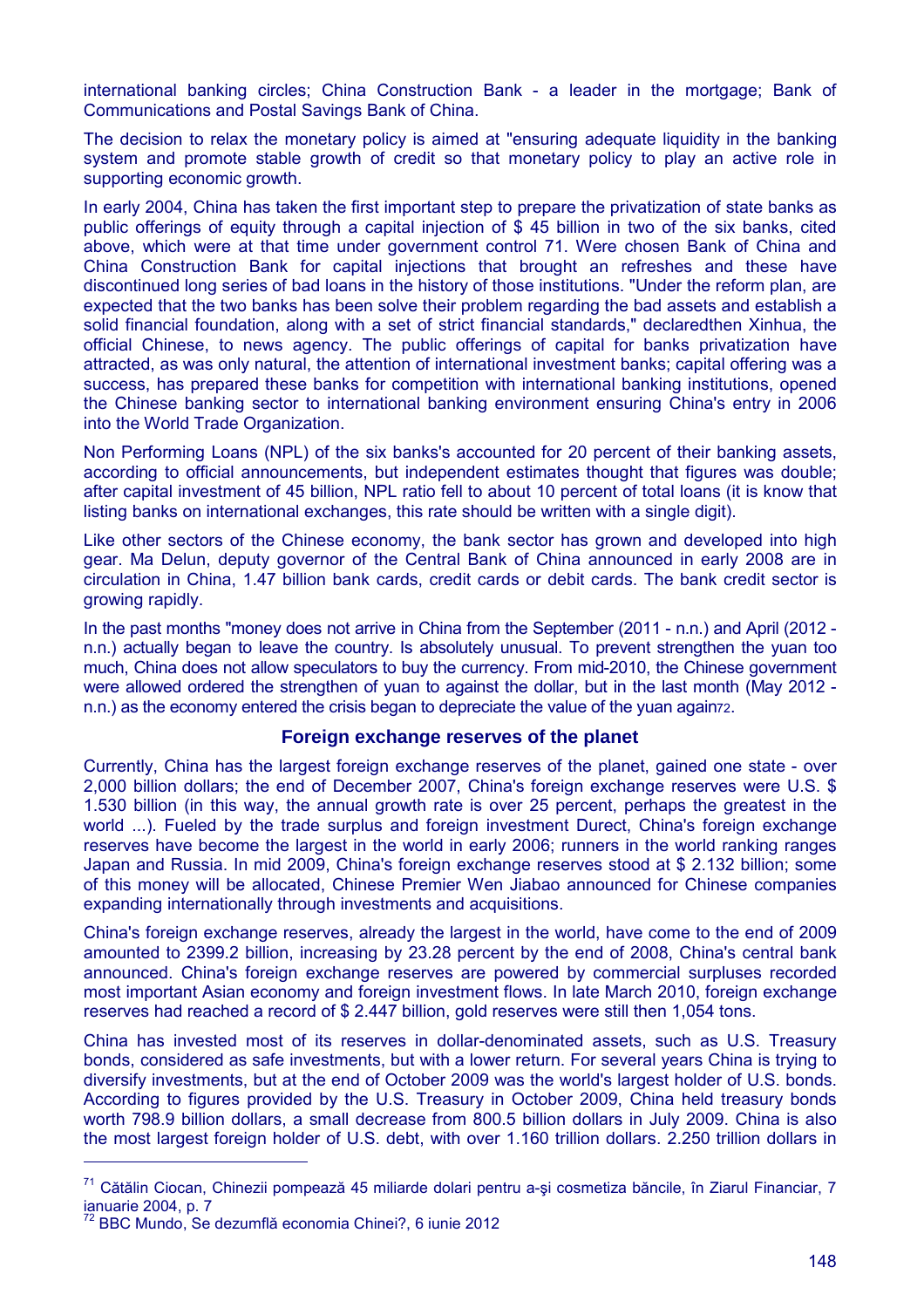international banking circles; China Construction Bank - a leader in the mortgage; Bank of Communications and Postal Savings Bank of China.

The decision to relax the monetary policy is aimed at "ensuring adequate liquidity in the banking system and promote stable growth of credit so that monetary policy to play an active role in supporting economic growth.

In early 2004, China has taken the first important step to prepare the privatization of state banks as public offerings of equity through a capital injection of $ 45 billion in two of the six banks, cited above, which were at that time under government control [71]. Were chosen Bank of China and China Construction Bank for capital injections that brought an refreshes and these have discontinued long series of bad loans in the history of those institutions. "Under the reform plan, are expected that the two banks has been solve their problem regarding the bad assets and establish a solid financial foundation, along with a set of strict financial standards," declaredthen Xinhua, the official Chinese, to news agency. The public offerings of capital for banks privatization have attracted, as was only natural, the attention of international investment banks; capital offering was a success, has prepared these banks for competition with international banking institutions, opened the Chinese banking sector to international banking environment ensuring China's entry in 2006 into the World Trade Organization.

Non Performing Loans (NPL) of the six banks's accounted for 20 percent of their banking assets, according to official announcements, but independent estimates thought that figures was double; after capital investment of 45 billion, NPL ratio fell to about 10 percent of total loans (it is know that listing banks on international exchanges, this rate should be written with a single digit).

Like other sectors of the Chinese economy, the bank sector has grown and developed into high gear. Ma Delun, deputy governor of the Central Bank of China announced in early 2008 are in circulation in China, 1.47 billion bank cards, credit cards or debit cards. The bank credit sector is growing rapidly.

In the past months "money does not arrive in China from the September (2011 - n.n.) and April (2012 - n.n.) actually began to leave the country. Is absolutely unusual. To prevent strengthen the yuan too much, China does not allow speculators to buy the currency. From mid-2010, the Chinese government were allowed ordered the strengthen of yuan to against the dollar, but in the last month (May 2012 - n.n.) as the economy entered the crisis began to depreciate the value of the yuan again[72].

## Foreign exchange reserves of the planet

Currently, China has the largest foreign exchange reserves of the planet, gained one state - over 2,000 billion dollars; the end of December 2007, China's foreign exchange reserves were U.S. $ 1.530 billion (in this way, the annual growth rate is over 25 percent, perhaps the greatest in the world ...). Fueled by the trade surplus and foreign investment Durect, China's foreign exchange reserves have become the largest in the world in early 2006; runners in the world ranking ranges Japan and Russia. In mid 2009, China's foreign exchange reserves stood at $ 2.132 billion; some of this money will be allocated, Chinese Premier Wen Jiabao announced for Chinese companies expanding internationally through investments and acquisitions.

China's foreign exchange reserves, already the largest in the world, have come to the end of 2009 amounted to 2399.2 billion, increasing by 23.28 percent by the end of 2008, China's central bank announced. China's foreign exchange reserves are powered by commercial surpluses recorded most important Asian economy and foreign investment flows. In late March 2010, foreign exchange reserves had reached a record of $ 2.447 billion, gold reserves were still then 1,054 tons.

China has invested most of its reserves in dollar-denominated assets, such as U.S. Treasury bonds, considered as safe investments, but with a lower return. For several years China is trying to diversify investments, but at the end of October 2009 was the world's largest holder of U.S. bonds. According to figures provided by the U.S. Treasury in October 2009, China held treasury bonds worth 798.9 billion dollars, a small decrease from 800.5 billion dollars in July 2009. China is also the most largest foreign holder of U.S. debt, with over 1.160 trillion dollars. 2.250 trillion dollars in

---

[71] Cătălin Ciocan, Chinezii pompează 45 miliarde dolari pentru a-şi cosmetiza băncile, în Ziarul Financiar, 7 ianuarie 2004, p. 7

[72] BBC Mundo, Se dezumflă economia Chinei?, 6 iunie 2012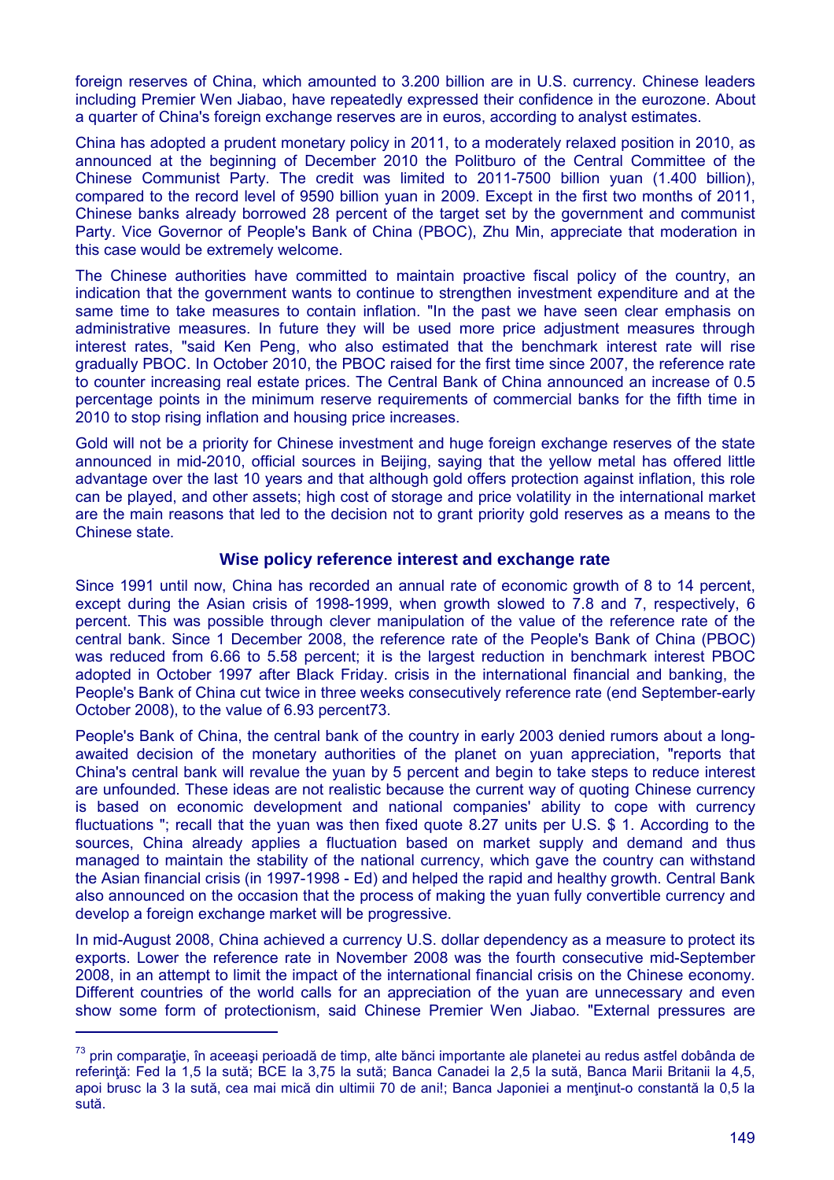foreign reserves of China, which amounted to 3.200 billion are in U.S. currency. Chinese leaders including Premier Wen Jiabao, have repeatedly expressed their confidence in the eurozone. About a quarter of China's foreign exchange reserves are in euros, according to analyst estimates.

China has adopted a prudent monetary policy in 2011, to a moderately relaxed position in 2010, as announced at the beginning of December 2010 the Politburo of the Central Committee of the Chinese Communist Party. The credit was limited to 2011-7500 billion yuan (1.400 billion), compared to the record level of 9590 billion yuan in 2009. Except in the first two months of 2011, Chinese banks already borrowed 28 percent of the target set by the government and communist Party. Vice Governor of People's Bank of China (PBOC), Zhu Min, appreciate that moderation in this case would be extremely welcome.

The Chinese authorities have committed to maintain proactive fiscal policy of the country, an indication that the government wants to continue to strengthen investment expenditure and at the same time to take measures to contain inflation. "In the past we have seen clear emphasis on administrative measures. In future they will be used more price adjustment measures through interest rates, "said Ken Peng, who also estimated that the benchmark interest rate will rise gradually PBOC. In October 2010, the PBOC raised for the first time since 2007, the reference rate to counter increasing real estate prices. The Central Bank of China announced an increase of 0.5 percentage points in the minimum reserve requirements of commercial banks for the fifth time in 2010 to stop rising inflation and housing price increases.

Gold will not be a priority for Chinese investment and huge foreign exchange reserves of the state announced in mid-2010, official sources in Beijing, saying that the yellow metal has offered little advantage over the last 10 years and that although gold offers protection against inflation, this role can be played, and other assets; high cost of storage and price volatility in the international market are the main reasons that led to the decision not to grant priority gold reserves as a means to the Chinese state.

## Wise policy reference interest and exchange rate

Since 1991 until now, China has recorded an annual rate of economic growth of 8 to 14 percent, except during the Asian crisis of 1998-1999, when growth slowed to 7.8 and 7, respectively, 6 percent. This was possible through clever manipulation of the value of the reference rate of the central bank. Since 1 December 2008, the reference rate of the People's Bank of China (PBOC) was reduced from 6.66 to 5.58 percent; it is the largest reduction in benchmark interest PBOC adopted in October 1997 after Black Friday. crisis in the international financial and banking, the People's Bank of China cut twice in three weeks consecutively reference rate (end September-early October 2008), to the value of 6.93 percent[73].

People's Bank of China, the central bank of the country in early 2003 denied rumors about a long-awaited decision of the monetary authorities of the planet on yuan appreciation, "reports that China's central bank will revalue the yuan by 5 percent and begin to take steps to reduce interest are unfounded. These ideas are not realistic because the current way of quoting Chinese currency is based on economic development and national companies' ability to cope with currency fluctuations "; recall that the yuan was then fixed quote 8.27 units per U.S. $ 1. According to the sources, China already applies a fluctuation based on market supply and demand and thus managed to maintain the stability of the national currency, which gave the country can withstand the Asian financial crisis (in 1997-1998 - Ed) and helped the rapid and healthy growth. Central Bank also announced on the occasion that the process of making the yuan fully convertible currency and develop a foreign exchange market will be progressive.

In mid-August 2008, China achieved a currency U.S. dollar dependency as a measure to protect its exports. Lower the reference rate in November 2008 was the fourth consecutive mid-September 2008, in an attempt to limit the impact of the international financial crisis on the Chinese economy. Different countries of the world calls for an appreciation of the yuan are unnecessary and even show some form of protectionism, said Chinese Premier Wen Jiabao. "External pressures are

---

[73] prin comparaţie, în aceeaşi perioadă de timp, alte bănci importante ale planetei au redus astfel dobânda de referinţă: Fed la 1,5 la sută; BCE la 3,75 la sută; Banca Canadei la 2,5 la sută, Banca Marii Britanii la 4,5, apoi brusc la 3 la sută, cea mai mică din ultimii 70 de ani!; Banca Japoniei a menţinut-o constantă la 0,5 la sută.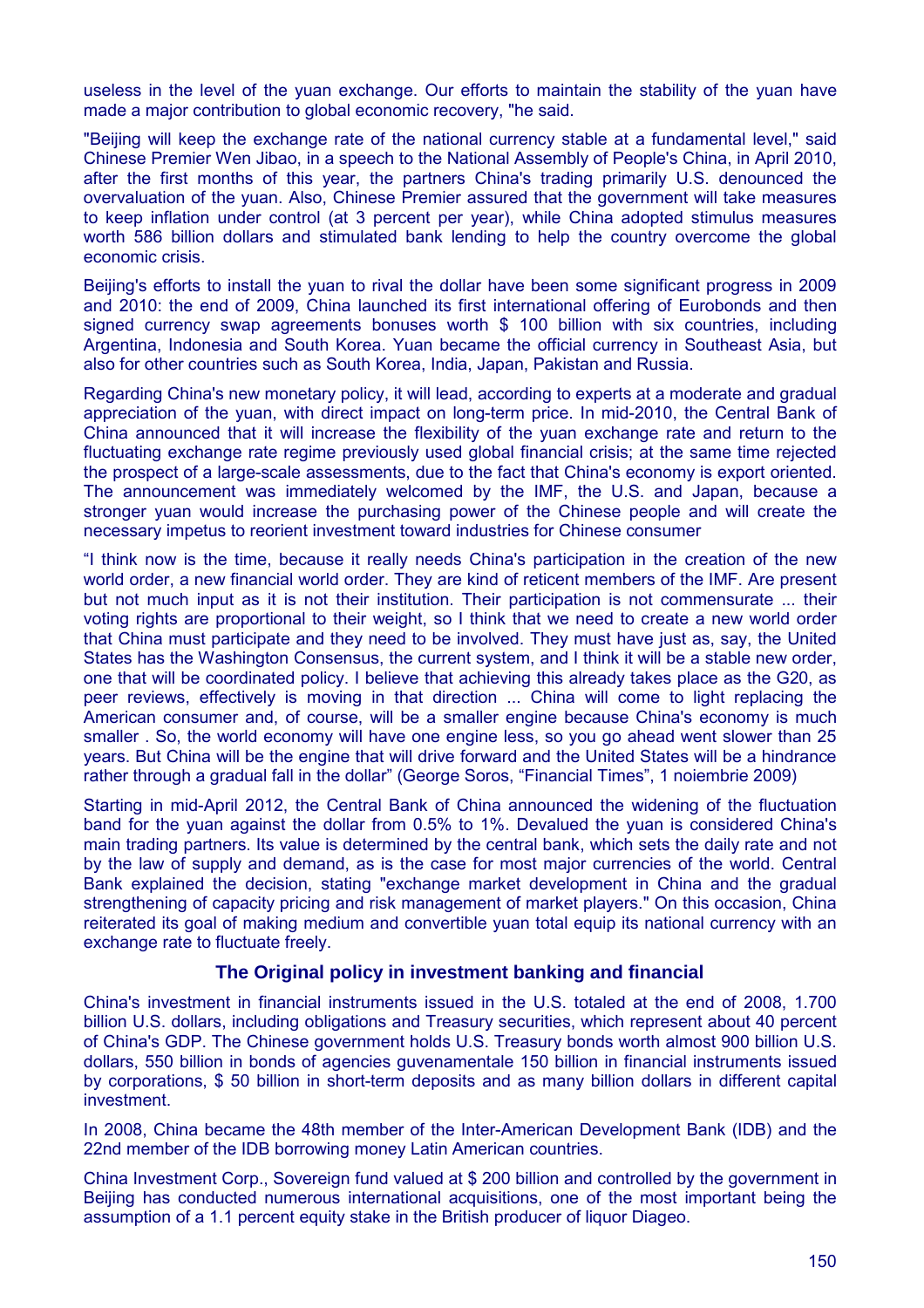useless in the level of the yuan exchange. Our efforts to maintain the stability of the yuan have made a major contribution to global economic recovery, "he said.

"Beijing will keep the exchange rate of the national currency stable at a fundamental level," said Chinese Premier Wen Jibao, in a speech to the National Assembly of People's China, in April 2010, after the first months of this year, the partners China's trading primarily U.S. denounced the overvaluation of the yuan. Also, Chinese Premier assured that the government will take measures to keep inflation under control (at 3 percent per year), while China adopted stimulus measures worth 586 billion dollars and stimulated bank lending to help the country overcome the global economic crisis.

Beijing's efforts to install the yuan to rival the dollar have been some significant progress in 2009 and 2010: the end of 2009, China launched its first international offering of Eurobonds and then signed currency swap agreements bonuses worth $ 100 billion with six countries, including Argentina, Indonesia and South Korea. Yuan became the official currency in Southeast Asia, but also for other countries such as South Korea, India, Japan, Pakistan and Russia.

Regarding China's new monetary policy, it will lead, according to experts at a moderate and gradual appreciation of the yuan, with direct impact on long-term price. In mid-2010, the Central Bank of China announced that it will increase the flexibility of the yuan exchange rate and return to the fluctuating exchange rate regime previously used global financial crisis; at the same time rejected the prospect of a large-scale assessments, due to the fact that China's economy is export oriented. The announcement was immediately welcomed by the IMF, the U.S. and Japan, because a stronger yuan would increase the purchasing power of the Chinese people and will create the necessary impetus to reorient investment toward industries for Chinese consumer

“I think now is the time, because it really needs China's participation in the creation of the new world order, a new financial world order. They are kind of reticent members of the IMF. Are present but not much input as it is not their institution. Their participation is not commensurate ... their voting rights are proportional to their weight, so I think that we need to create a new world order that China must participate and they need to be involved. They must have just as, say, the United States has the Washington Consensus, the current system, and I think it will be a stable new order, one that will be coordinated policy. I believe that achieving this already takes place as the G20, as peer reviews, effectively is moving in that direction ... China will come to light replacing the American consumer and, of course, will be a smaller engine because China's economy is much smaller . So, the world economy will have one engine less, so you go ahead went slower than 25 years. But China will be the engine that will drive forward and the United States will be a hindrance rather through a gradual fall in the dollar” (George Soros, “Financial Times”, 1 noiembrie 2009)

Starting in mid-April 2012, the Central Bank of China announced the widening of the fluctuation band for the yuan against the dollar from 0.5% to 1%. Devalued the yuan is considered China's main trading partners. Its value is determined by the central bank, which sets the daily rate and not by the law of supply and demand, as is the case for most major currencies of the world. Central Bank explained the decision, stating "exchange market development in China and the gradual strengthening of capacity pricing and risk management of market players." On this occasion, China reiterated its goal of making medium and convertible yuan total equip its national currency with an exchange rate to fluctuate freely.

## The Original policy in investment banking and financial

China's investment in financial instruments issued in the U.S. totaled at the end of 2008, 1.700 billion U.S. dollars, including obligations and Treasury securities, which represent about 40 percent of China's GDP. The Chinese government holds U.S. Treasury bonds worth almost 900 billion U.S. dollars, 550 billion in bonds of agencies guvenamentale 150 billion in financial instruments issued by corporations, $ 50 billion in short-term deposits and as many billion dollars in different capital investment.

In 2008, China became the 48th member of the Inter-American Development Bank (IDB) and the 22nd member of the IDB borrowing money Latin American countries.

China Investment Corp., Sovereign fund valued at $ 200 billion and controlled by the government in Beijing has conducted numerous international acquisitions, one of the most important being the assumption of a 1.1 percent equity stake in the British producer of liquor Diageo.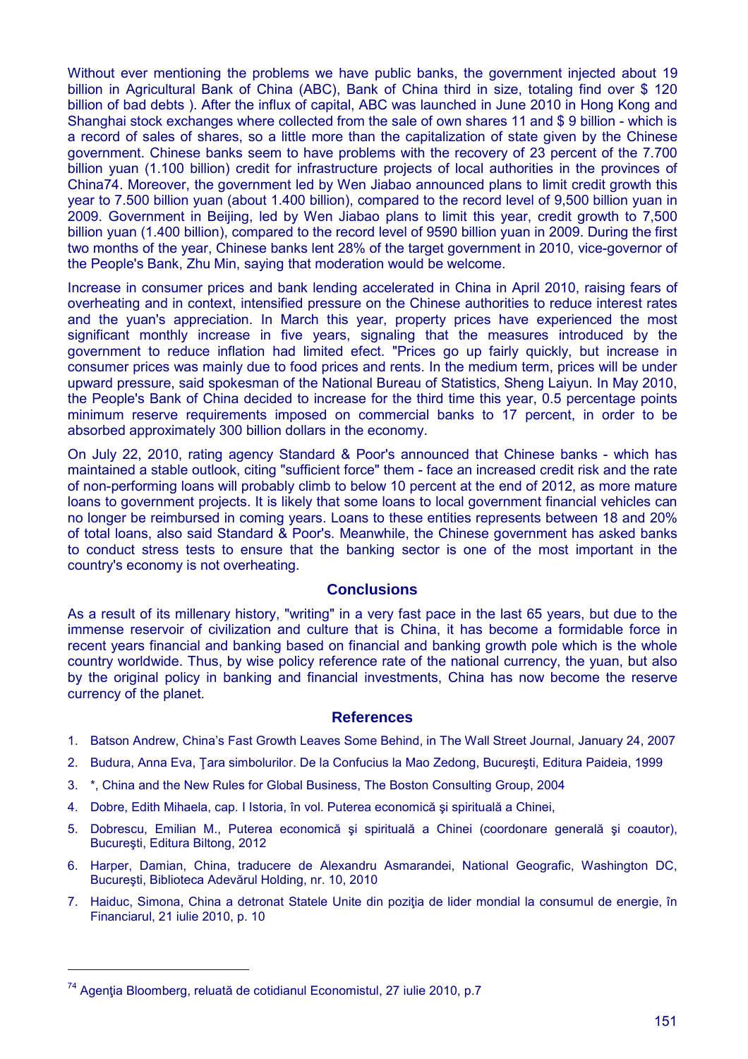Without ever mentioning the problems we have public banks, the government injected about 19 billion in Agricultural Bank of China (ABC), Bank of China third in size, totaling find over $ 120 billion of bad debts ). After the influx of capital, ABC was launched in June 2010 in Hong Kong and Shanghai stock exchanges where collected from the sale of own shares 11 and $ 9 billion - which is a record of sales of shares, so a little more than the capitalization of state given by the Chinese government. Chinese banks seem to have problems with the recovery of 23 percent of the 7.700 billion yuan (1.100 billion) credit for infrastructure projects of local authorities in the provinces of China[74]. Moreover, the government led by Wen Jiabao announced plans to limit credit growth this year to 7.500 billion yuan (about 1.400 billion), compared to the record level of 9,500 billion yuan in 2009. Government in Beijing, led by Wen Jiabao plans to limit this year, credit growth to 7,500 billion yuan (1.400 billion), compared to the record level of 9590 billion yuan in 2009. During the first two months of the year, Chinese banks lent 28% of the target government in 2010, vice-governor of the People's Bank, Zhu Min, saying that moderation would be welcome.

Increase in consumer prices and bank lending accelerated in China in April 2010, raising fears of overheating and in context, intensified pressure on the Chinese authorities to reduce interest rates and the yuan's appreciation. In March this year, property prices have experienced the most significant monthly increase in five years, signaling that the measures introduced by the government to reduce inflation had limited efect. "Prices go up fairly quickly, but increase in consumer prices was mainly due to food prices and rents. In the medium term, prices will be under upward pressure, said spokesman of the National Bureau of Statistics, Sheng Laiyun. In May 2010, the People's Bank of China decided to increase for the third time this year, 0.5 percentage points minimum reserve requirements imposed on commercial banks to 17 percent, in order to be absorbed approximately 300 billion dollars in the economy.

On July 22, 2010, rating agency Standard & Poor's announced that Chinese banks - which has maintained a stable outlook, citing "sufficient force" them - face an increased credit risk and the rate of non-performing loans will probably climb to below 10 percent at the end of 2012, as more mature loans to government projects. It is likely that some loans to local government financial vehicles can no longer be reimbursed in coming years. Loans to these entities represents between 18 and 20% of total loans, also said Standard & Poor's. Meanwhile, the Chinese government has asked banks to conduct stress tests to ensure that the banking sector is one of the most important in the country's economy is not overheating.

## Conclusions

As a result of its millenary history, "writing" in a very fast pace in the last 65 years, but due to the immense reservoir of civilization and culture that is China, it has become a formidable force in recent years financial and banking based on financial and banking growth pole which is the whole country worldwide. Thus, by wise policy reference rate of the national currency, the yuan, but also by the original policy in banking and financial investments, China has now become the reserve currency of the planet.

## References

1. Batson Andrew, China's Fast Growth Leaves Some Behind, in The Wall Street Journal, January 24, 2007
2. Budura, Anna Eva, Ţara simbolurilor. De la Confucius la Mao Zedong, Bucureşti, Editura Paideia, 1999
3. *, China and the New Rules for Global Business, The Boston Consulting Group, 2004
4. Dobre, Edith Mihaela, cap. I Istoria, în vol. Puterea economică şi spirituală a Chinei,
5. Dobrescu, Emilian M., Puterea economică şi spirituală a Chinei (coordonare generală şi coautor), Bucureşti, Editura Biltong, 2012
6. Harper, Damian, China, traducere de Alexandru Asmarandei, National Geografic, Washington DC, Bucureşti, Biblioteca Adevărul Holding, nr. 10, 2010
7. Haiduc, Simona, China a detronat Statele Unite din poziţia de lider mondial la consumul de energie, în Financiarul, 21 iulie 2010, p. 10

---

[74] Agenţia Bloomberg, reluată de cotidianul Economistul, 27 iulie 2010, p.7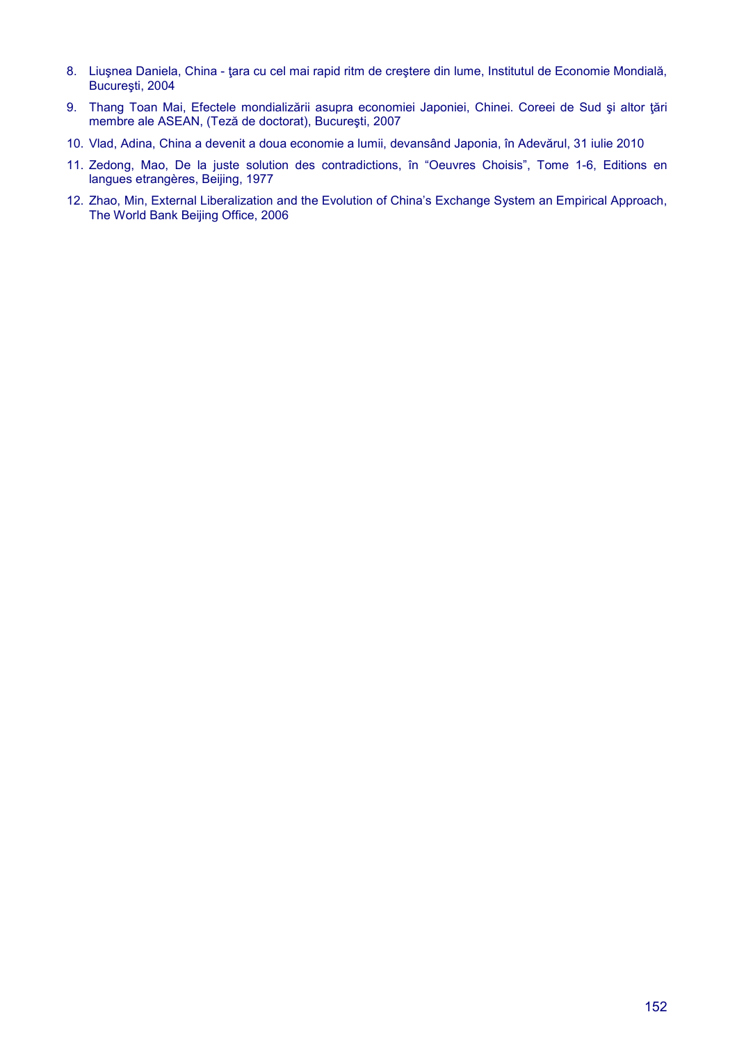8. Liuşnea Daniela, China - ţara cu cel mai rapid ritm de creştere din lume, Institutul de Economie Mondială, Bucureşti, 2004
9. Thang Toan Mai, Efectele mondializării asupra economiei Japoniei, Chinei. Coreei de Sud şi altor ţări membre ale ASEAN, (Teză de doctorat), Bucureşti, 2007
10. Vlad, Adina, China a devenit a doua economie a lumii, devansând Japonia, în Adevărul, 31 iulie 2010
11. Zedong, Mao, De la juste solution des contradictions, în "Oeuvres Choisis", Tome 1-6, Editions en langues etrangères, Beijing, 1977
12. Zhao, Min, External Liberalization and the Evolution of China's Exchange System an Empirical Approach, The World Bank Beijing Office, 2006